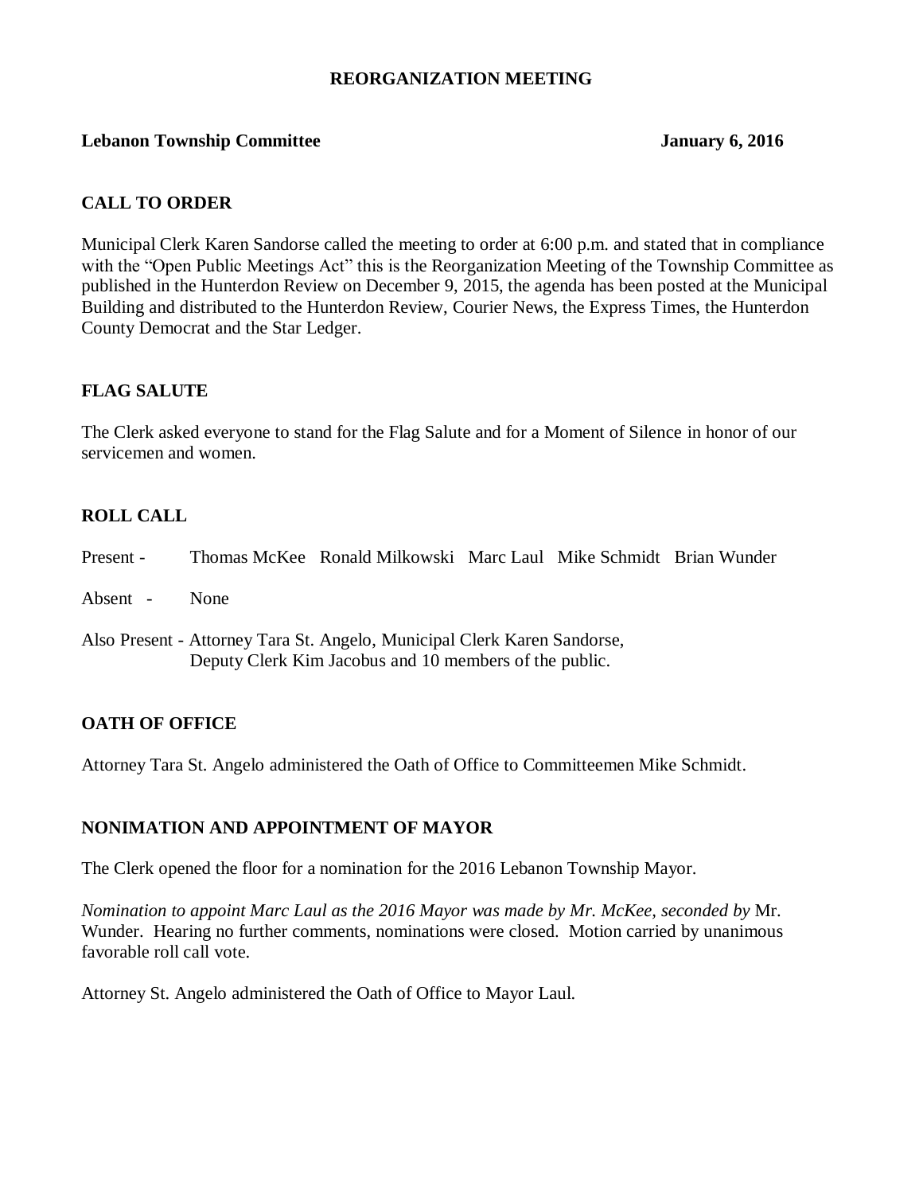# REORGANIZATION MEETING

**Lebanon Township Committee** **January 6, 2016**

## CALL TO ORDER

Municipal Clerk Karen Sandorse called the meeting to order at 6:00 p.m. and stated that in compliance with the "Open Public Meetings Act" this is the Reorganization Meeting of the Township Committee as published in the Hunterdon Review on December 9, 2015, the agenda has been posted at the Municipal Building and distributed to the Hunterdon Review, Courier News, the Express Times, the Hunterdon County Democrat and the Star Ledger.

## FLAG SALUTE

The Clerk asked everyone to stand for the Flag Salute and for a Moment of Silence in honor of our servicemen and women.

## ROLL CALL

Present - Thomas McKee Ronald Milkowski Marc Laul Mike Schmidt Brian Wunder

Absent - None

Also Present - Attorney Tara St. Angelo, Municipal Clerk Karen Sandorse, Deputy Clerk Kim Jacobus and 10 members of the public.

## OATH OF OFFICE

Attorney Tara St. Angelo administered the Oath of Office to Committeemen Mike Schmidt.

## NONIMATION AND APPOINTMENT OF MAYOR

The Clerk opened the floor for a nomination for the 2016 Lebanon Township Mayor.

*Nomination to appoint Marc Laul as the 2016 Mayor was made by Mr. McKee, seconded by* Mr. Wunder. Hearing no further comments, nominations were closed. Motion carried by unanimous favorable roll call vote.

Attorney St. Angelo administered the Oath of Office to Mayor Laul.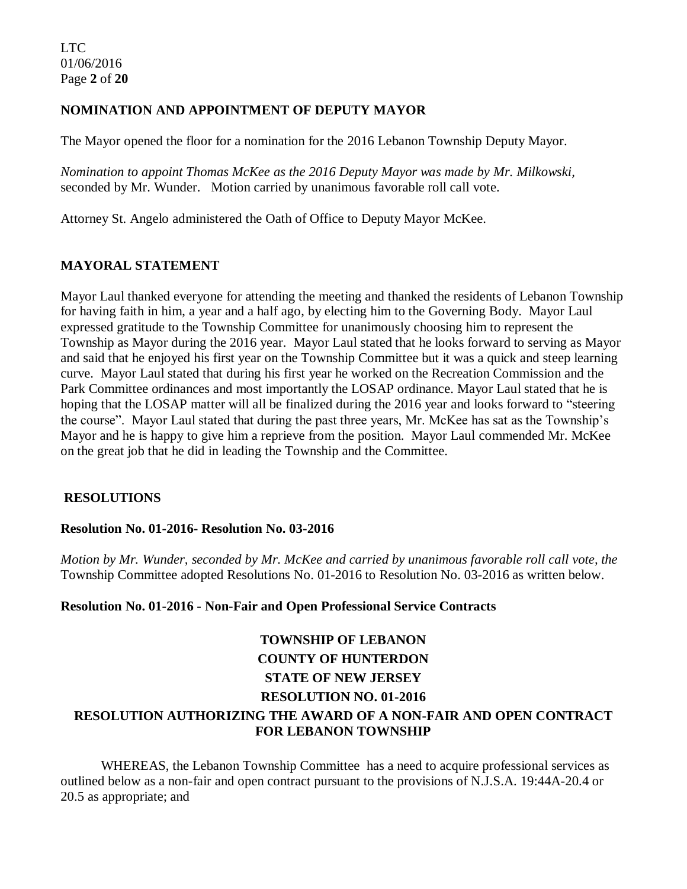## NOMINATION AND APPOINTMENT OF DEPUTY MAYOR

The Mayor opened the floor for a nomination for the 2016 Lebanon Township Deputy Mayor.

*Nomination to appoint Thomas McKee as the 2016 Deputy Mayor was made by Mr. Milkowski*, seconded by Mr. Wunder. Motion carried by unanimous favorable roll call vote.

Attorney St. Angelo administered the Oath of Office to Deputy Mayor McKee.

## MAYORAL STATEMENT

Mayor Laul thanked everyone for attending the meeting and thanked the residents of Lebanon Township for having faith in him, a year and a half ago, by electing him to the Governing Body. Mayor Laul expressed gratitude to the Township Committee for unanimously choosing him to represent the Township as Mayor during the 2016 year. Mayor Laul stated that he looks forward to serving as Mayor and said that he enjoyed his first year on the Township Committee but it was a quick and steep learning curve. Mayor Laul stated that during his first year he worked on the Recreation Commission and the Park Committee ordinances and most importantly the LOSAP ordinance. Mayor Laul stated that he is hoping that the LOSAP matter will all be finalized during the 2016 year and looks forward to "steering the course". Mayor Laul stated that during the past three years, Mr. McKee has sat as the Township's Mayor and he is happy to give him a reprieve from the position. Mayor Laul commended Mr. McKee on the great job that he did in leading the Township and the Committee.

## RESOLUTIONS

### Resolution No. 01-2016- Resolution No. 03-2016

*Motion by Mr. Wunder, seconded by Mr. McKee and carried by unanimous favorable roll call vote, the* Township Committee adopted Resolutions No. 01-2016 to Resolution No. 03-2016 as written below.

### Resolution No. 01-2016 - Non-Fair and Open Professional Service Contracts

**TOWNSHIP OF LEBANON**
**COUNTY OF HUNTERDON**
**STATE OF NEW JERSEY**
**RESOLUTION NO. 01-2016**
**RESOLUTION AUTHORIZING THE AWARD OF A NON-FAIR AND OPEN CONTRACT FOR LEBANON TOWNSHIP**

WHEREAS, the Lebanon Township Committee has a need to acquire professional services as outlined below as a non-fair and open contract pursuant to the provisions of N.J.S.A. 19:44A-20.4 or 20.5 as appropriate; and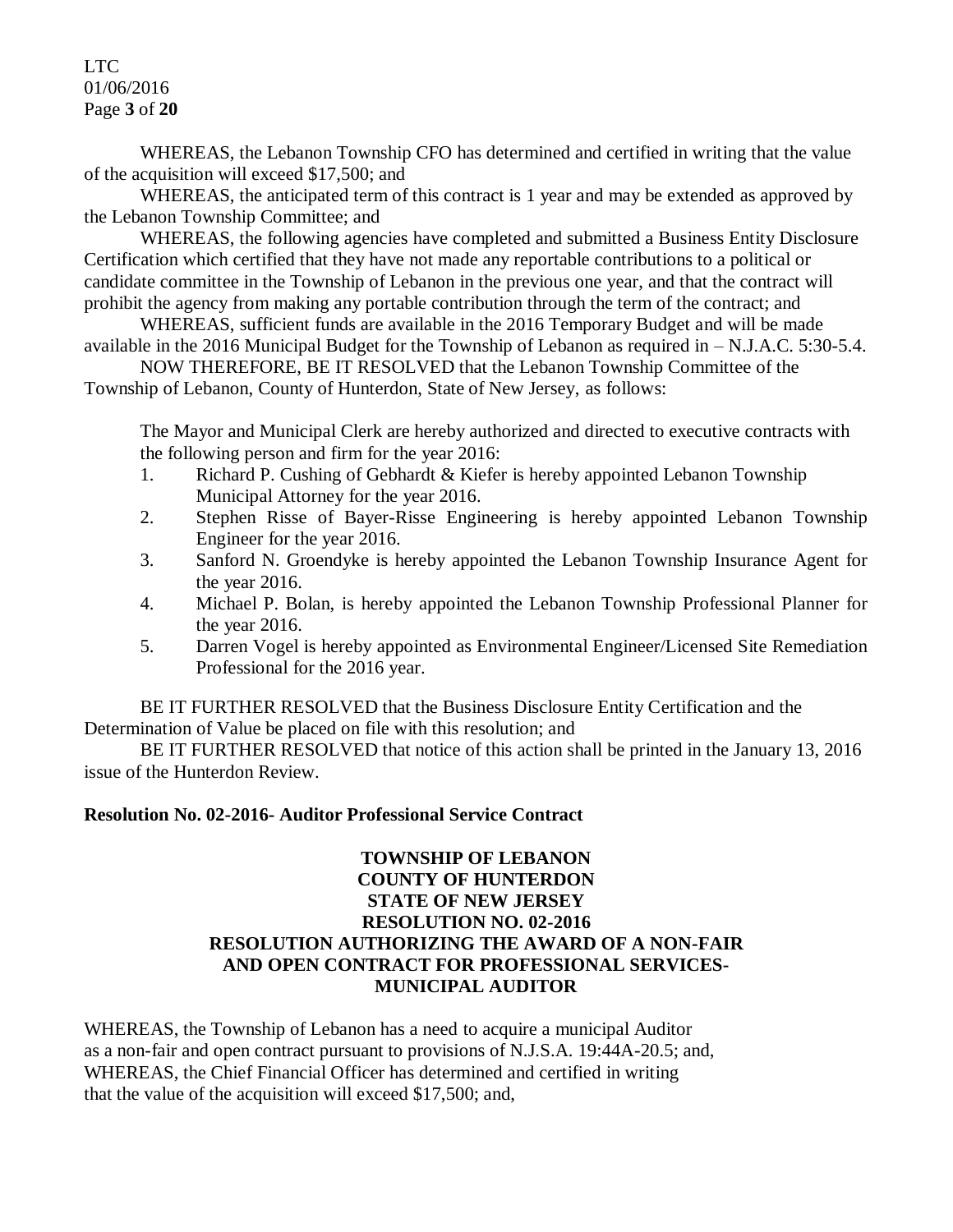WHEREAS, the Lebanon Township CFO has determined and certified in writing that the value of the acquisition will exceed $17,500; and

WHEREAS, the anticipated term of this contract is 1 year and may be extended as approved by the Lebanon Township Committee; and

WHEREAS, the following agencies have completed and submitted a Business Entity Disclosure Certification which certified that they have not made any reportable contributions to a political or candidate committee in the Township of Lebanon in the previous one year, and that the contract will prohibit the agency from making any portable contribution through the term of the contract; and

WHEREAS, sufficient funds are available in the 2016 Temporary Budget and will be made available in the 2016 Municipal Budget for the Township of Lebanon as required in – N.J.A.C. 5:30-5.4.

NOW THEREFORE, BE IT RESOLVED that the Lebanon Township Committee of the Township of Lebanon, County of Hunterdon, State of New Jersey, as follows:

The Mayor and Municipal Clerk are hereby authorized and directed to executive contracts with the following person and firm for the year 2016:

1. Richard P. Cushing of Gebhardt & Kiefer is hereby appointed Lebanon Township Municipal Attorney for the year 2016.
2. Stephen Risse of Bayer-Risse Engineering is hereby appointed Lebanon Township Engineer for the year 2016.
3. Sanford N. Groendyke is hereby appointed the Lebanon Township Insurance Agent for the year 2016.
4. Michael P. Bolan, is hereby appointed the Lebanon Township Professional Planner for the year 2016.
5. Darren Vogel is hereby appointed as Environmental Engineer/Licensed Site Remediation Professional for the 2016 year.

BE IT FURTHER RESOLVED that the Business Disclosure Entity Certification and the Determination of Value be placed on file with this resolution; and

BE IT FURTHER RESOLVED that notice of this action shall be printed in the January 13, 2016 issue of the Hunterdon Review.

**Resolution No. 02-2016- Auditor Professional Service Contract**

**TOWNSHIP OF LEBANON**
**COUNTY OF HUNTERDON**
**STATE OF NEW JERSEY**
**RESOLUTION NO. 02-2016**
**RESOLUTION AUTHORIZING THE AWARD OF A NON-FAIR AND OPEN CONTRACT FOR PROFESSIONAL SERVICES-MUNICIPAL AUDITOR**

WHEREAS, the Township of Lebanon has a need to acquire a municipal Auditor as a non-fair and open contract pursuant to provisions of N.J.S.A. 19:44A-20.5; and,
WHEREAS, the Chief Financial Officer has determined and certified in writing that the value of the acquisition will exceed $17,500; and,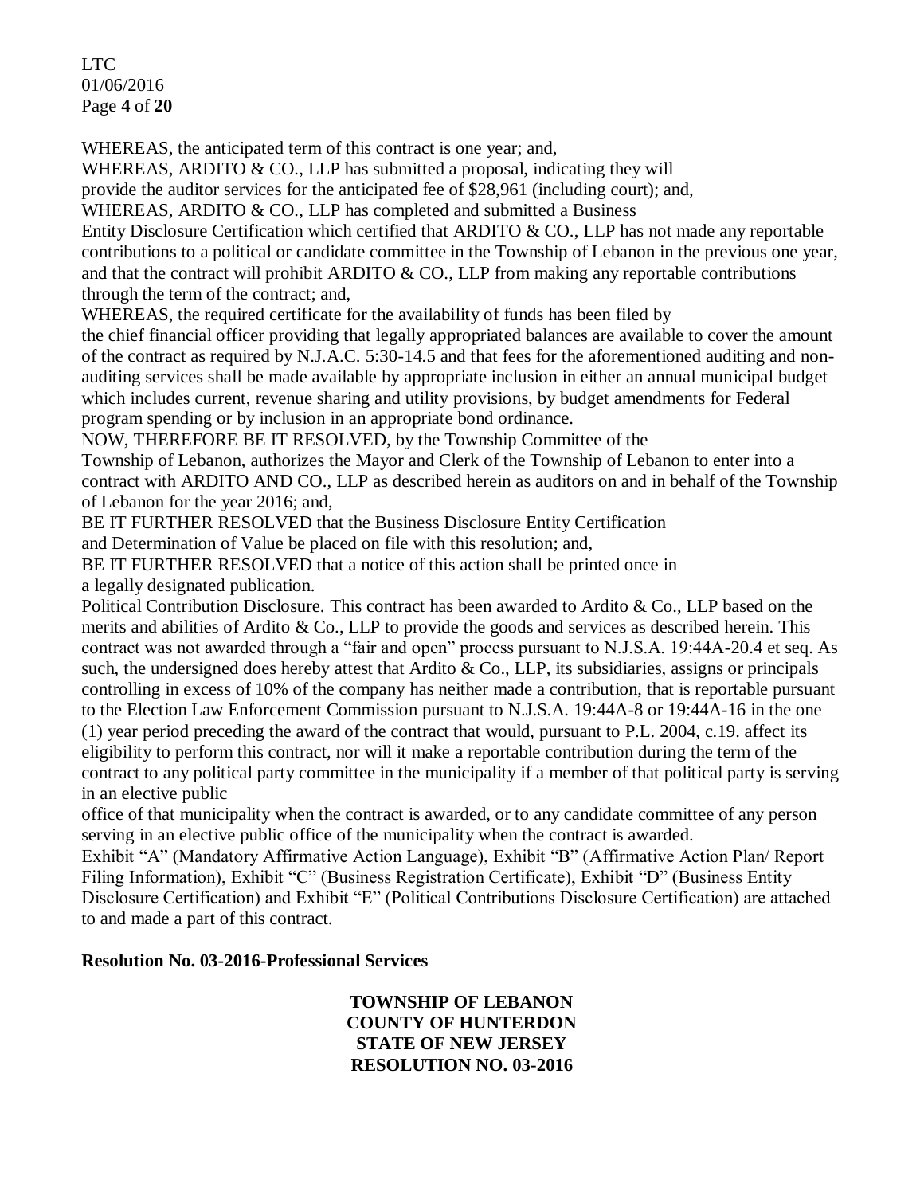WHEREAS, the anticipated term of this contract is one year; and,

WHEREAS, ARDITO & CO., LLP has submitted a proposal, indicating they will provide the auditor services for the anticipated fee of $28,961 (including court); and,

WHEREAS, ARDITO & CO., LLP has completed and submitted a Business Entity Disclosure Certification which certified that ARDITO & CO., LLP has not made any reportable contributions to a political or candidate committee in the Township of Lebanon in the previous one year, and that the contract will prohibit ARDITO & CO., LLP from making any reportable contributions through the term of the contract; and,

WHEREAS, the required certificate for the availability of funds has been filed by the chief financial officer providing that legally appropriated balances are available to cover the amount of the contract as required by N.J.A.C. 5:30-14.5 and that fees for the aforementioned auditing and non-auditing services shall be made available by appropriate inclusion in either an annual municipal budget which includes current, revenue sharing and utility provisions, by budget amendments for Federal program spending or by inclusion in an appropriate bond ordinance.

NOW, THEREFORE BE IT RESOLVED, by the Township Committee of the Township of Lebanon, authorizes the Mayor and Clerk of the Township of Lebanon to enter into a contract with ARDITO AND CO., LLP as described herein as auditors on and in behalf of the Township of Lebanon for the year 2016; and,

BE IT FURTHER RESOLVED that the Business Disclosure Entity Certification and Determination of Value be placed on file with this resolution; and,

BE IT FURTHER RESOLVED that a notice of this action shall be printed once in a legally designated publication.

Political Contribution Disclosure. This contract has been awarded to Ardito & Co., LLP based on the merits and abilities of Ardito & Co., LLP to provide the goods and services as described herein. This contract was not awarded through a "fair and open" process pursuant to N.J.S.A. 19:44A-20.4 et seq. As such, the undersigned does hereby attest that Ardito & Co., LLP, its subsidiaries, assigns or principals controlling in excess of 10% of the company has neither made a contribution, that is reportable pursuant to the Election Law Enforcement Commission pursuant to N.J.S.A. 19:44A-8 or 19:44A-16 in the one (1) year period preceding the award of the contract that would, pursuant to P.L. 2004, c.19. affect its eligibility to perform this contract, nor will it make a reportable contribution during the term of the contract to any political party committee in the municipality if a member of that political party is serving in an elective public office of that municipality when the contract is awarded, or to any candidate committee of any person serving in an elective public office of the municipality when the contract is awarded.

Exhibit "A" (Mandatory Affirmative Action Language), Exhibit "B" (Affirmative Action Plan/ Report Filing Information), Exhibit "C" (Business Registration Certificate), Exhibit "D" (Business Entity Disclosure Certification) and Exhibit "E" (Political Contributions Disclosure Certification) are attached to and made a part of this contract.

**Resolution No. 03-2016-Professional Services**

**TOWNSHIP OF LEBANON**
**COUNTY OF HUNTERDON**
**STATE OF NEW JERSEY**
**RESOLUTION NO. 03-2016**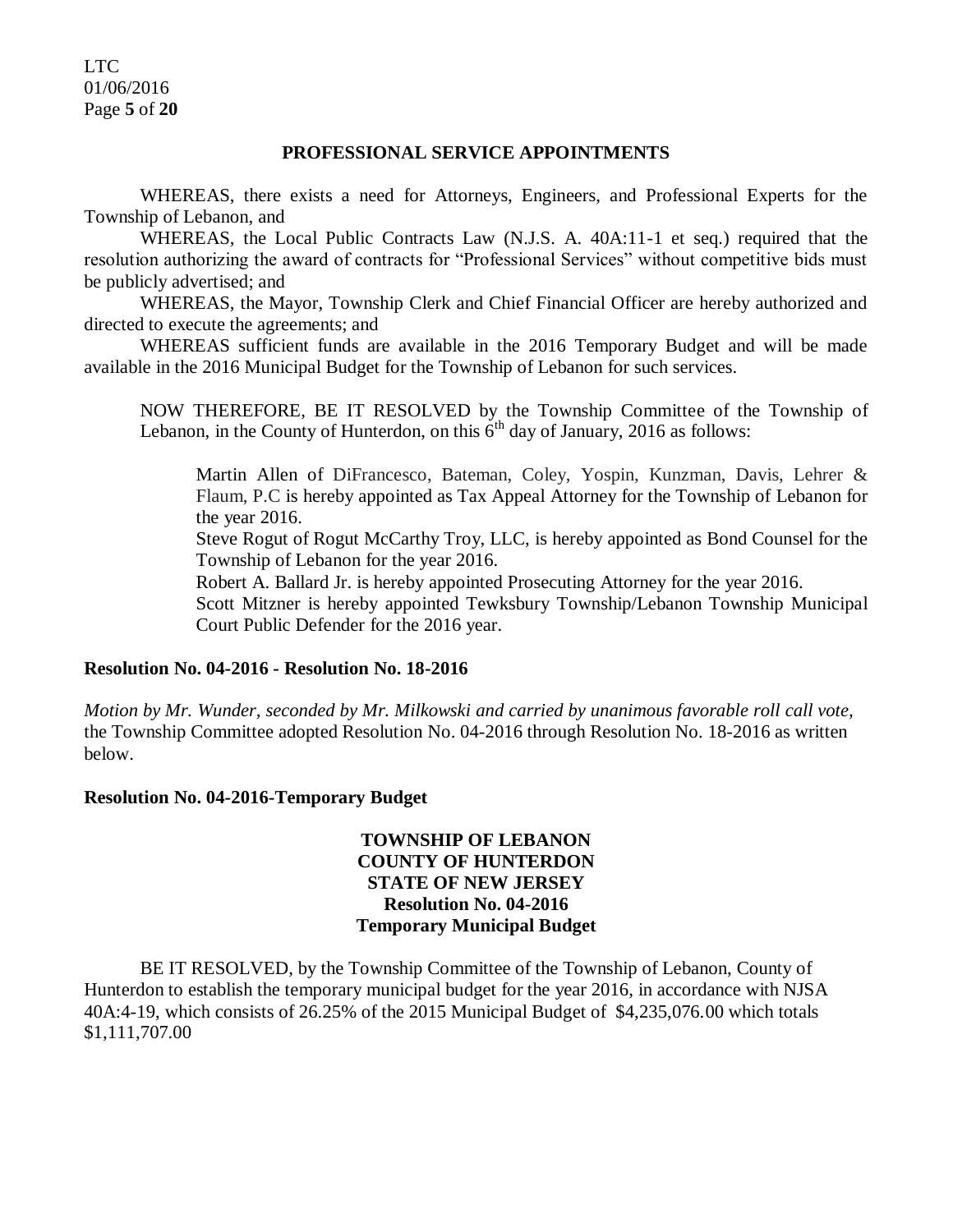## PROFESSIONAL SERVICE APPOINTMENTS

WHEREAS, there exists a need for Attorneys, Engineers, and Professional Experts for the Township of Lebanon, and

WHEREAS, the Local Public Contracts Law (N.J.S. A. 40A:11-1 et seq.) required that the resolution authorizing the award of contracts for "Professional Services" without competitive bids must be publicly advertised; and

WHEREAS, the Mayor, Township Clerk and Chief Financial Officer are hereby authorized and directed to execute the agreements; and

WHEREAS sufficient funds are available in the 2016 Temporary Budget and will be made available in the 2016 Municipal Budget for the Township of Lebanon for such services.

NOW THEREFORE, BE IT RESOLVED by the Township Committee of the Township of Lebanon, in the County of Hunterdon, on this 6th day of January, 2016 as follows:

Martin Allen of DiFrancesco, Bateman, Coley, Yospin, Kunzman, Davis, Lehrer & Flaum, P.C is hereby appointed as Tax Appeal Attorney for the Township of Lebanon for the year 2016.

Steve Rogut of Rogut McCarthy Troy, LLC, is hereby appointed as Bond Counsel for the Township of Lebanon for the year 2016.

Robert A. Ballard Jr. is hereby appointed Prosecuting Attorney for the year 2016.

Scott Mitzner is hereby appointed Tewksbury Township/Lebanon Township Municipal Court Public Defender for the 2016 year.

**Resolution No. 04-2016 - Resolution No. 18-2016**

*Motion by Mr. Wunder, seconded by Mr. Milkowski and carried by unanimous favorable roll call vote,* the Township Committee adopted Resolution No. 04-2016 through Resolution No. 18-2016 as written below.

**Resolution No. 04-2016-Temporary Budget**

**TOWNSHIP OF LEBANON**
**COUNTY OF HUNTERDON**
**STATE OF NEW JERSEY**
**Resolution No. 04-2016**
**Temporary Municipal Budget**

BE IT RESOLVED, by the Township Committee of the Township of Lebanon, County of Hunterdon to establish the temporary municipal budget for the year 2016, in accordance with NJSA 40A:4-19, which consists of 26.25% of the 2015 Municipal Budget of $4,235,076.00 which totals $1,111,707.00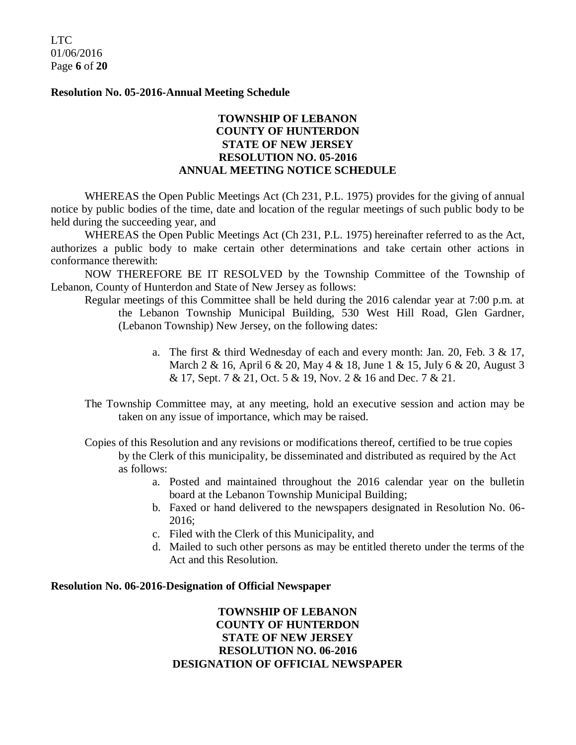**Resolution No. 05-2016-Annual Meeting Schedule**

**TOWNSHIP OF LEBANON**
**COUNTY OF HUNTERDON**
**STATE OF NEW JERSEY**
**RESOLUTION NO. 05-2016**
**ANNUAL MEETING NOTICE SCHEDULE**

WHEREAS the Open Public Meetings Act (Ch 231, P.L. 1975) provides for the giving of annual notice by public bodies of the time, date and location of the regular meetings of such public body to be held during the succeeding year, and

WHEREAS the Open Public Meetings Act (Ch 231, P.L. 1975) hereinafter referred to as the Act, authorizes a public body to make certain other determinations and take certain other actions in conformance therewith:

NOW THEREFORE BE IT RESOLVED by the Township Committee of the Township of Lebanon, County of Hunterdon and State of New Jersey as follows:

Regular meetings of this Committee shall be held during the 2016 calendar year at 7:00 p.m. at the Lebanon Township Municipal Building, 530 West Hill Road, Glen Gardner, (Lebanon Township) New Jersey, on the following dates:

a. The first & third Wednesday of each and every month: Jan. 20, Feb. 3 & 17, March 2 & 16, April 6 & 20, May 4 & 18, June 1 & 15, July 6 & 20, August 3 & 17, Sept. 7 & 21, Oct. 5 & 19, Nov. 2 & 16 and Dec. 7 & 21.

The Township Committee may, at any meeting, hold an executive session and action may be taken on any issue of importance, which may be raised.

Copies of this Resolution and any revisions or modifications thereof, certified to be true copies by the Clerk of this municipality, be disseminated and distributed as required by the Act as follows:

a. Posted and maintained throughout the 2016 calendar year on the bulletin board at the Lebanon Township Municipal Building;
b. Faxed or hand delivered to the newspapers designated in Resolution No. 06-2016;
c. Filed with the Clerk of this Municipality, and
d. Mailed to such other persons as may be entitled thereto under the terms of the Act and this Resolution.

**Resolution No. 06-2016-Designation of Official Newspaper**

**TOWNSHIP OF LEBANON**
**COUNTY OF HUNTERDON**
**STATE OF NEW JERSEY**
**RESOLUTION NO. 06-2016**
**DESIGNATION OF OFFICIAL NEWSPAPER**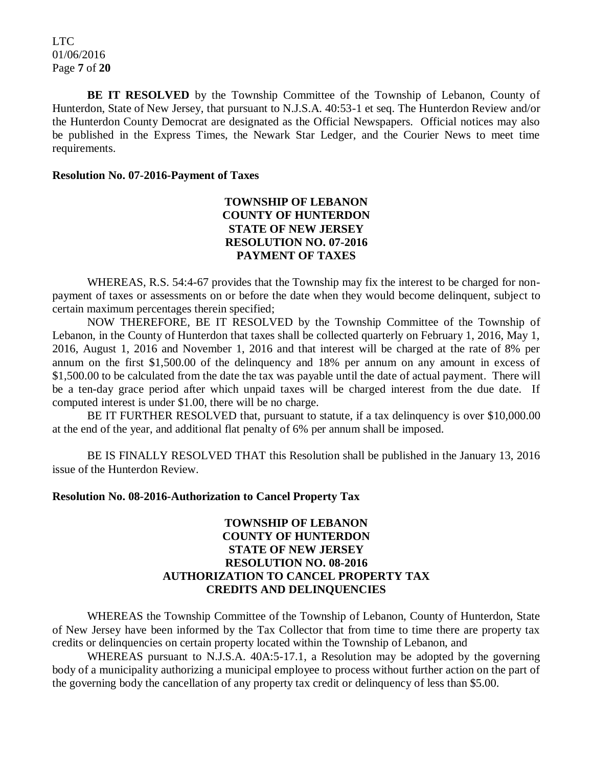**BE IT RESOLVED** by the Township Committee of the Township of Lebanon, County of Hunterdon, State of New Jersey, that pursuant to N.J.S.A. 40:53-1 et seq. The Hunterdon Review and/or the Hunterdon County Democrat are designated as the Official Newspapers. Official notices may also be published in the Express Times, the Newark Star Ledger, and the Courier News to meet time requirements.

**Resolution No. 07-2016-Payment of Taxes**

**TOWNSHIP OF LEBANON**
**COUNTY OF HUNTERDON**
**STATE OF NEW JERSEY**
**RESOLUTION NO. 07-2016**
**PAYMENT OF TAXES**

WHEREAS, R.S. 54:4-67 provides that the Township may fix the interest to be charged for non-payment of taxes or assessments on or before the date when they would become delinquent, subject to certain maximum percentages therein specified;

NOW THEREFORE, BE IT RESOLVED by the Township Committee of the Township of Lebanon, in the County of Hunterdon that taxes shall be collected quarterly on February 1, 2016, May 1, 2016, August 1, 2016 and November 1, 2016 and that interest will be charged at the rate of 8% per annum on the first $1,500.00 of the delinquency and 18% per annum on any amount in excess of $1,500.00 to be calculated from the date the tax was payable until the date of actual payment. There will be a ten-day grace period after which unpaid taxes will be charged interest from the due date. If computed interest is under $1.00, there will be no charge.

BE IT FURTHER RESOLVED that, pursuant to statute, if a tax delinquency is over $10,000.00 at the end of the year, and additional flat penalty of 6% per annum shall be imposed.

BE IS FINALLY RESOLVED THAT this Resolution shall be published in the January 13, 2016 issue of the Hunterdon Review.

**Resolution No. 08-2016-Authorization to Cancel Property Tax**

**TOWNSHIP OF LEBANON**
**COUNTY OF HUNTERDON**
**STATE OF NEW JERSEY**
**RESOLUTION NO. 08-2016**
**AUTHORIZATION TO CANCEL PROPERTY TAX**
**CREDITS AND DELINQUENCIES**

WHEREAS the Township Committee of the Township of Lebanon, County of Hunterdon, State of New Jersey have been informed by the Tax Collector that from time to time there are property tax credits or delinquencies on certain property located within the Township of Lebanon, and

WHEREAS pursuant to N.J.S.A. 40A:5-17.1, a Resolution may be adopted by the governing body of a municipality authorizing a municipal employee to process without further action on the part of the governing body the cancellation of any property tax credit or delinquency of less than $5.00.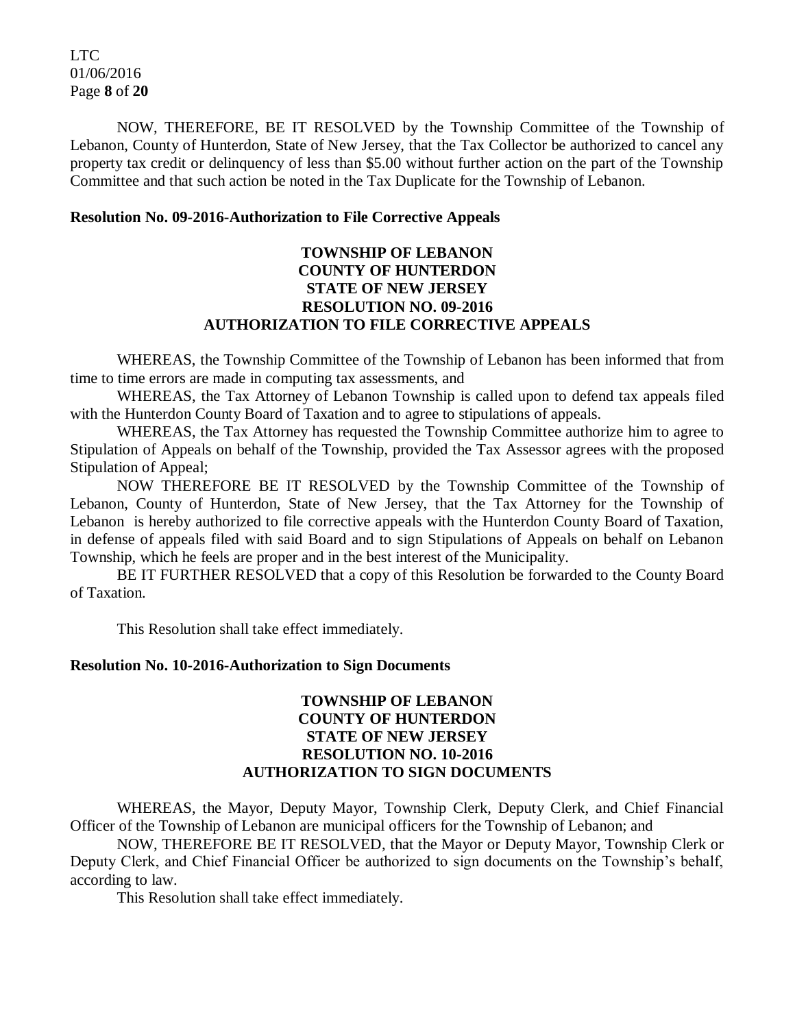NOW, THEREFORE, BE IT RESOLVED by the Township Committee of the Township of Lebanon, County of Hunterdon, State of New Jersey, that the Tax Collector be authorized to cancel any property tax credit or delinquency of less than $5.00 without further action on the part of the Township Committee and that such action be noted in the Tax Duplicate for the Township of Lebanon.

**Resolution No. 09-2016-Authorization to File Corrective Appeals**

**TOWNSHIP OF LEBANON**
**COUNTY OF HUNTERDON**
**STATE OF NEW JERSEY**
**RESOLUTION NO. 09-2016**
**AUTHORIZATION TO FILE CORRECTIVE APPEALS**

WHEREAS, the Township Committee of the Township of Lebanon has been informed that from time to time errors are made in computing tax assessments, and

WHEREAS, the Tax Attorney of Lebanon Township is called upon to defend tax appeals filed with the Hunterdon County Board of Taxation and to agree to stipulations of appeals.

WHEREAS, the Tax Attorney has requested the Township Committee authorize him to agree to Stipulation of Appeals on behalf of the Township, provided the Tax Assessor agrees with the proposed Stipulation of Appeal;

NOW THEREFORE BE IT RESOLVED by the Township Committee of the Township of Lebanon, County of Hunterdon, State of New Jersey, that the Tax Attorney for the Township of Lebanon is hereby authorized to file corrective appeals with the Hunterdon County Board of Taxation, in defense of appeals filed with said Board and to sign Stipulations of Appeals on behalf on Lebanon Township, which he feels are proper and in the best interest of the Municipality.

BE IT FURTHER RESOLVED that a copy of this Resolution be forwarded to the County Board of Taxation.

This Resolution shall take effect immediately.

**Resolution No. 10-2016-Authorization to Sign Documents**

**TOWNSHIP OF LEBANON**
**COUNTY OF HUNTERDON**
**STATE OF NEW JERSEY**
**RESOLUTION NO. 10-2016**
**AUTHORIZATION TO SIGN DOCUMENTS**

WHEREAS, the Mayor, Deputy Mayor, Township Clerk, Deputy Clerk, and Chief Financial Officer of the Township of Lebanon are municipal officers for the Township of Lebanon; and

NOW, THEREFORE BE IT RESOLVED, that the Mayor or Deputy Mayor, Township Clerk or Deputy Clerk, and Chief Financial Officer be authorized to sign documents on the Township's behalf, according to law.

This Resolution shall take effect immediately.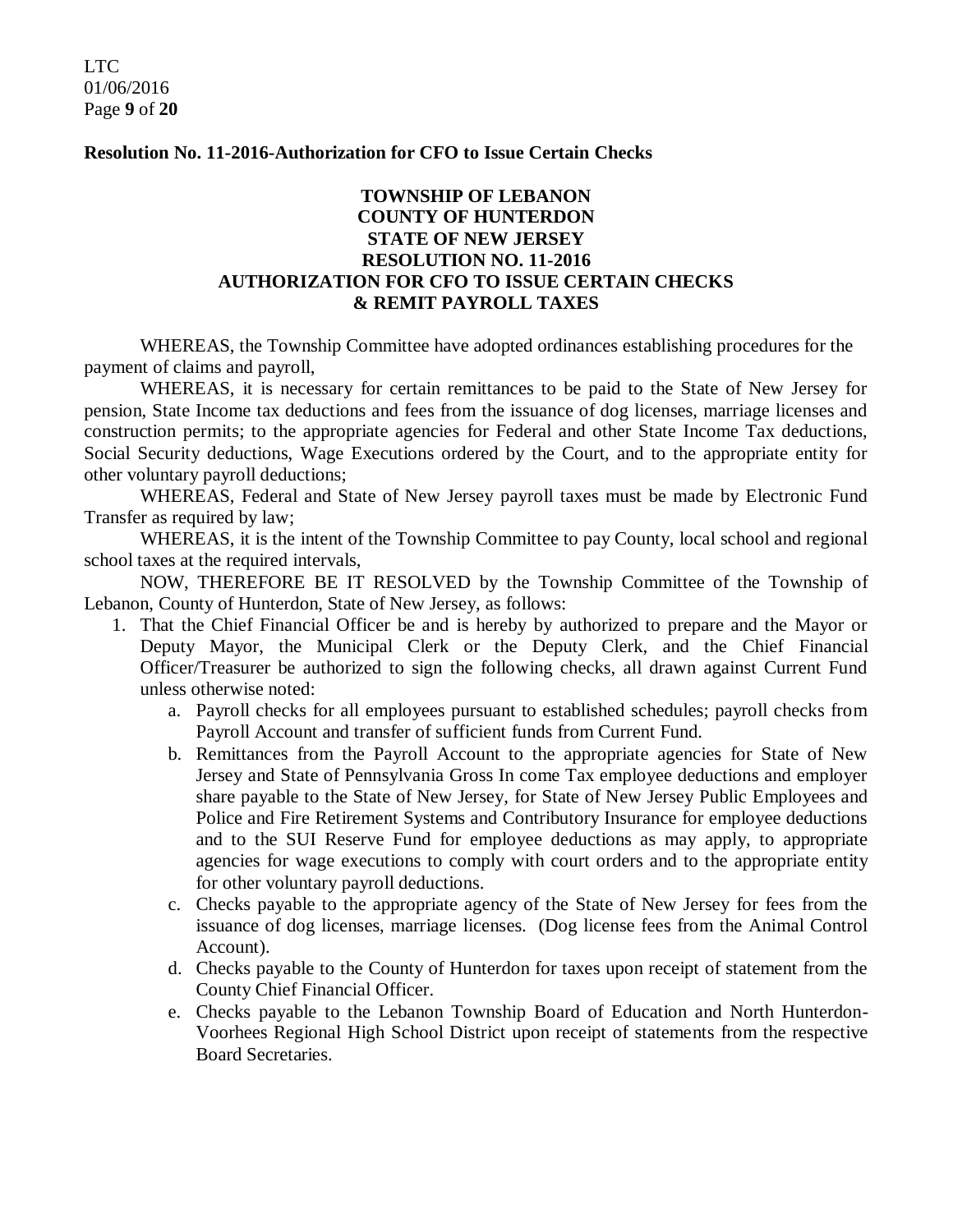**Resolution No. 11-2016-Authorization for CFO to Issue Certain Checks**

**TOWNSHIP OF LEBANON**
**COUNTY OF HUNTERDON**
**STATE OF NEW JERSEY**
**RESOLUTION NO. 11-2016**
**AUTHORIZATION FOR CFO TO ISSUE CERTAIN CHECKS & REMIT PAYROLL TAXES**

WHEREAS, the Township Committee have adopted ordinances establishing procedures for the payment of claims and payroll,

WHEREAS, it is necessary for certain remittances to be paid to the State of New Jersey for pension, State Income tax deductions and fees from the issuance of dog licenses, marriage licenses and construction permits; to the appropriate agencies for Federal and other State Income Tax deductions, Social Security deductions, Wage Executions ordered by the Court, and to the appropriate entity for other voluntary payroll deductions;

WHEREAS, Federal and State of New Jersey payroll taxes must be made by Electronic Fund Transfer as required by law;

WHEREAS, it is the intent of the Township Committee to pay County, local school and regional school taxes at the required intervals,

NOW, THEREFORE BE IT RESOLVED by the Township Committee of the Township of Lebanon, County of Hunterdon, State of New Jersey, as follows:

1. That the Chief Financial Officer be and is hereby by authorized to prepare and the Mayor or Deputy Mayor, the Municipal Clerk or the Deputy Clerk, and the Chief Financial Officer/Treasurer be authorized to sign the following checks, all drawn against Current Fund unless otherwise noted:
   a. Payroll checks for all employees pursuant to established schedules; payroll checks from Payroll Account and transfer of sufficient funds from Current Fund.
   b. Remittances from the Payroll Account to the appropriate agencies for State of New Jersey and State of Pennsylvania Gross In come Tax employee deductions and employer share payable to the State of New Jersey, for State of New Jersey Public Employees and Police and Fire Retirement Systems and Contributory Insurance for employee deductions and to the SUI Reserve Fund for employee deductions as may apply, to appropriate agencies for wage executions to comply with court orders and to the appropriate entity for other voluntary payroll deductions.
   c. Checks payable to the appropriate agency of the State of New Jersey for fees from the issuance of dog licenses, marriage licenses. (Dog license fees from the Animal Control Account).
   d. Checks payable to the County of Hunterdon for taxes upon receipt of statement from the County Chief Financial Officer.
   e. Checks payable to the Lebanon Township Board of Education and North Hunterdon-Voorhees Regional High School District upon receipt of statements from the respective Board Secretaries.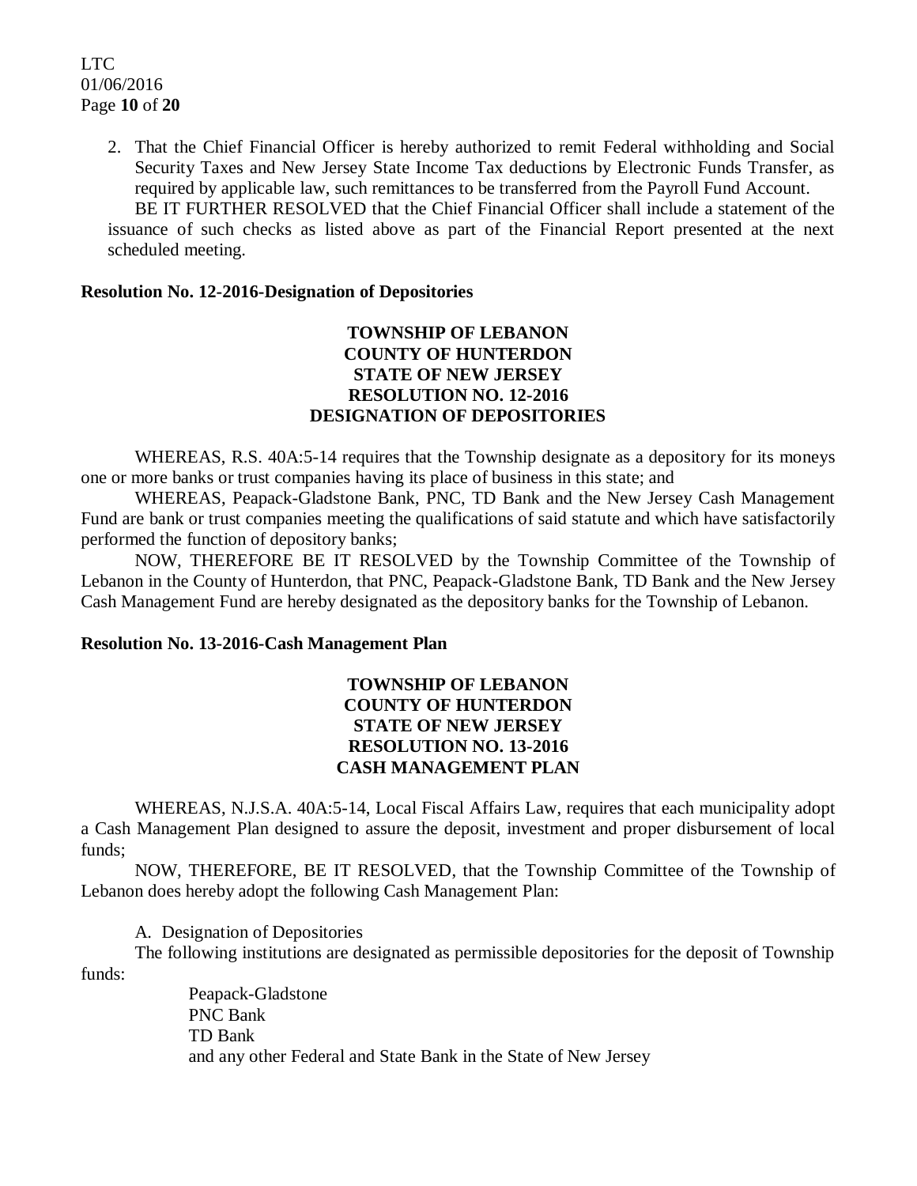2. That the Chief Financial Officer is hereby authorized to remit Federal withholding and Social Security Taxes and New Jersey State Income Tax deductions by Electronic Funds Transfer, as required by applicable law, such remittances to be transferred from the Payroll Fund Account.

BE IT FURTHER RESOLVED that the Chief Financial Officer shall include a statement of the issuance of such checks as listed above as part of the Financial Report presented at the next scheduled meeting.

**Resolution No. 12-2016-Designation of Depositories**

**TOWNSHIP OF LEBANON**
**COUNTY OF HUNTERDON**
**STATE OF NEW JERSEY**
**RESOLUTION NO. 12-2016**
**DESIGNATION OF DEPOSITORIES**

WHEREAS, R.S. 40A:5-14 requires that the Township designate as a depository for its moneys one or more banks or trust companies having its place of business in this state; and

WHEREAS, Peapack-Gladstone Bank, PNC, TD Bank and the New Jersey Cash Management Fund are bank or trust companies meeting the qualifications of said statute and which have satisfactorily performed the function of depository banks;

NOW, THEREFORE BE IT RESOLVED by the Township Committee of the Township of Lebanon in the County of Hunterdon, that PNC, Peapack-Gladstone Bank, TD Bank and the New Jersey Cash Management Fund are hereby designated as the depository banks for the Township of Lebanon.

**Resolution No. 13-2016-Cash Management Plan**

**TOWNSHIP OF LEBANON**
**COUNTY OF HUNTERDON**
**STATE OF NEW JERSEY**
**RESOLUTION NO. 13-2016**
**CASH MANAGEMENT PLAN**

WHEREAS, N.J.S.A. 40A:5-14, Local Fiscal Affairs Law, requires that each municipality adopt a Cash Management Plan designed to assure the deposit, investment and proper disbursement of local funds;

NOW, THEREFORE, BE IT RESOLVED, that the Township Committee of the Township of Lebanon does hereby adopt the following Cash Management Plan:

A. Designation of Depositories

The following institutions are designated as permissible depositories for the deposit of Township funds:

Peapack-Gladstone
PNC Bank
TD Bank
and any other Federal and State Bank in the State of New Jersey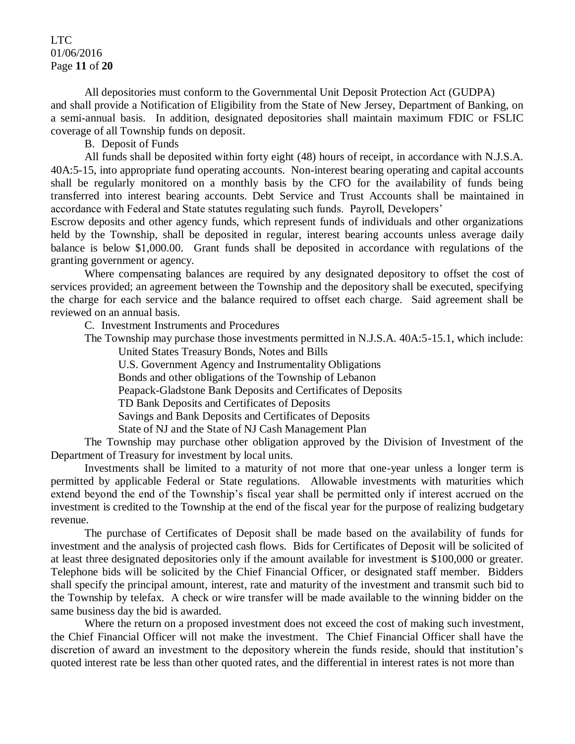All depositories must conform to the Governmental Unit Deposit Protection Act (GUDPA) and shall provide a Notification of Eligibility from the State of New Jersey, Department of Banking, on a semi-annual basis. In addition, designated depositories shall maintain maximum FDIC or FSLIC coverage of all Township funds on deposit.

B. Deposit of Funds

All funds shall be deposited within forty eight (48) hours of receipt, in accordance with N.J.S.A. 40A:5-15, into appropriate fund operating accounts. Non-interest bearing operating and capital accounts shall be regularly monitored on a monthly basis by the CFO for the availability of funds being transferred into interest bearing accounts. Debt Service and Trust Accounts shall be maintained in accordance with Federal and State statutes regulating such funds. Payroll, Developers' Escrow deposits and other agency funds, which represent funds of individuals and other organizations held by the Township, shall be deposited in regular, interest bearing accounts unless average daily balance is below $1,000.00. Grant funds shall be deposited in accordance with regulations of the granting government or agency.

Where compensating balances are required by any designated depository to offset the cost of services provided; an agreement between the Township and the depository shall be executed, specifying the charge for each service and the balance required to offset each charge. Said agreement shall be reviewed on an annual basis.

C. Investment Instruments and Procedures

The Township may purchase those investments permitted in N.J.S.A. 40A:5-15.1, which include:

- United States Treasury Bonds, Notes and Bills
- U.S. Government Agency and Instrumentality Obligations
- Bonds and other obligations of the Township of Lebanon
- Peapack-Gladstone Bank Deposits and Certificates of Deposits
- TD Bank Deposits and Certificates of Deposits
- Savings and Bank Deposits and Certificates of Deposits
- State of NJ and the State of NJ Cash Management Plan

The Township may purchase other obligation approved by the Division of Investment of the Department of Treasury for investment by local units.

Investments shall be limited to a maturity of not more that one-year unless a longer term is permitted by applicable Federal or State regulations. Allowable investments with maturities which extend beyond the end of the Township's fiscal year shall be permitted only if interest accrued on the investment is credited to the Township at the end of the fiscal year for the purpose of realizing budgetary revenue.

The purchase of Certificates of Deposit shall be made based on the availability of funds for investment and the analysis of projected cash flows. Bids for Certificates of Deposit will be solicited of at least three designated depositories only if the amount available for investment is $100,000 or greater. Telephone bids will be solicited by the Chief Financial Officer, or designated staff member. Bidders shall specify the principal amount, interest, rate and maturity of the investment and transmit such bid to the Township by telefax. A check or wire transfer will be made available to the winning bidder on the same business day the bid is awarded.

Where the return on a proposed investment does not exceed the cost of making such investment, the Chief Financial Officer will not make the investment. The Chief Financial Officer shall have the discretion of award an investment to the depository wherein the funds reside, should that institution's quoted interest rate be less than other quoted rates, and the differential in interest rates is not more than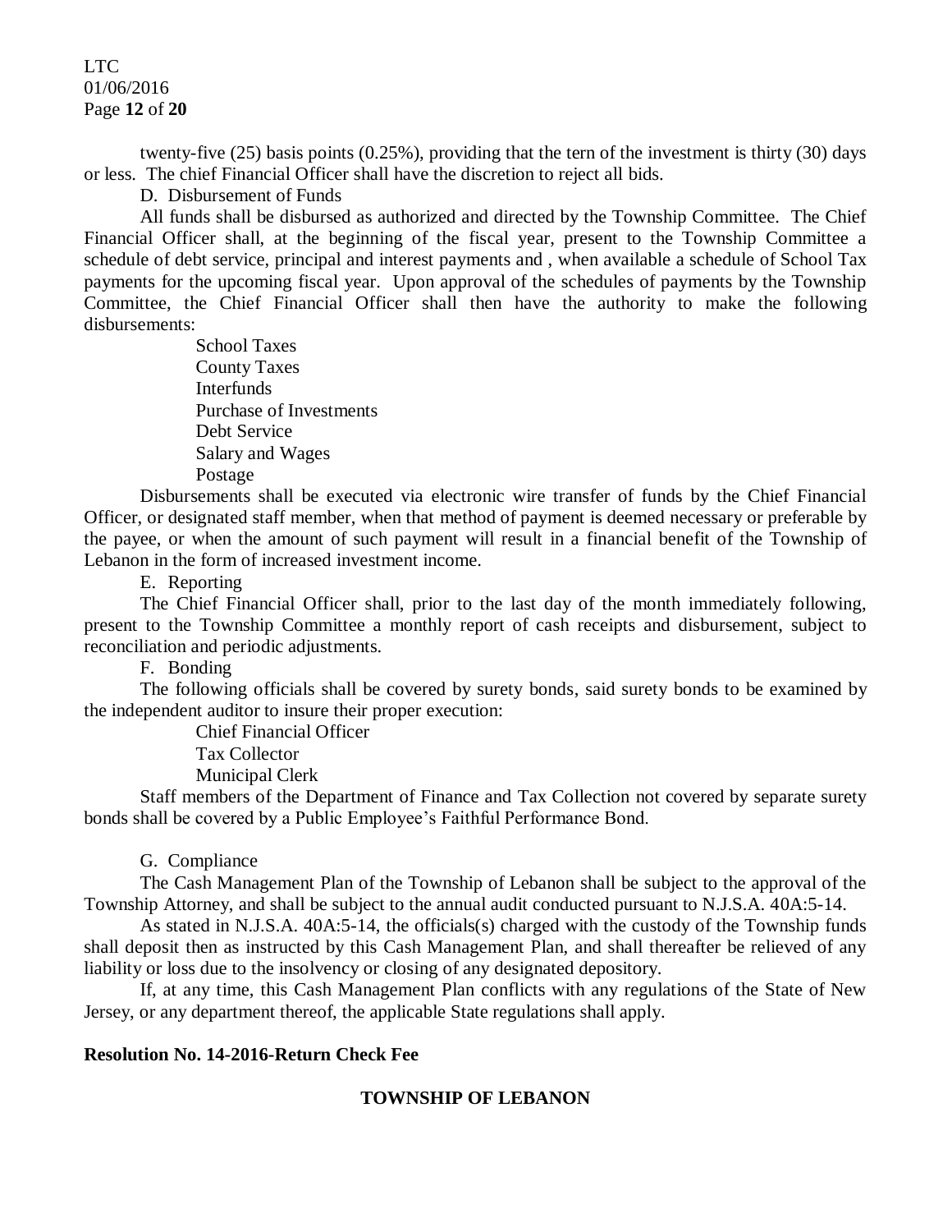twenty-five (25) basis points (0.25%), providing that the tern of the investment is thirty (30) days or less. The chief Financial Officer shall have the discretion to reject all bids.

D. Disbursement of Funds

All funds shall be disbursed as authorized and directed by the Township Committee. The Chief Financial Officer shall, at the beginning of the fiscal year, present to the Township Committee a schedule of debt service, principal and interest payments and , when available a schedule of School Tax payments for the upcoming fiscal year. Upon approval of the schedules of payments by the Township Committee, the Chief Financial Officer shall then have the authority to make the following disbursements:

- School Taxes
- County Taxes
- Interfunds
- Purchase of Investments
- Debt Service
- Salary and Wages
- Postage

Disbursements shall be executed via electronic wire transfer of funds by the Chief Financial Officer, or designated staff member, when that method of payment is deemed necessary or preferable by the payee, or when the amount of such payment will result in a financial benefit of the Township of Lebanon in the form of increased investment income.

E. Reporting

The Chief Financial Officer shall, prior to the last day of the month immediately following, present to the Township Committee a monthly report of cash receipts and disbursement, subject to reconciliation and periodic adjustments.

F. Bonding

The following officials shall be covered by surety bonds, said surety bonds to be examined by the independent auditor to insure their proper execution:

- Chief Financial Officer
- Tax Collector
- Municipal Clerk

Staff members of the Department of Finance and Tax Collection not covered by separate surety bonds shall be covered by a Public Employee's Faithful Performance Bond.

G. Compliance

The Cash Management Plan of the Township of Lebanon shall be subject to the approval of the Township Attorney, and shall be subject to the annual audit conducted pursuant to N.J.S.A. 40A:5-14.

As stated in N.J.S.A. 40A:5-14, the officials(s) charged with the custody of the Township funds shall deposit then as instructed by this Cash Management Plan, and shall thereafter be relieved of any liability or loss due to the insolvency or closing of any designated depository.

If, at any time, this Cash Management Plan conflicts with any regulations of the State of New Jersey, or any department thereof, the applicable State regulations shall apply.

**Resolution No. 14-2016-Return Check Fee**

**TOWNSHIP OF LEBANON**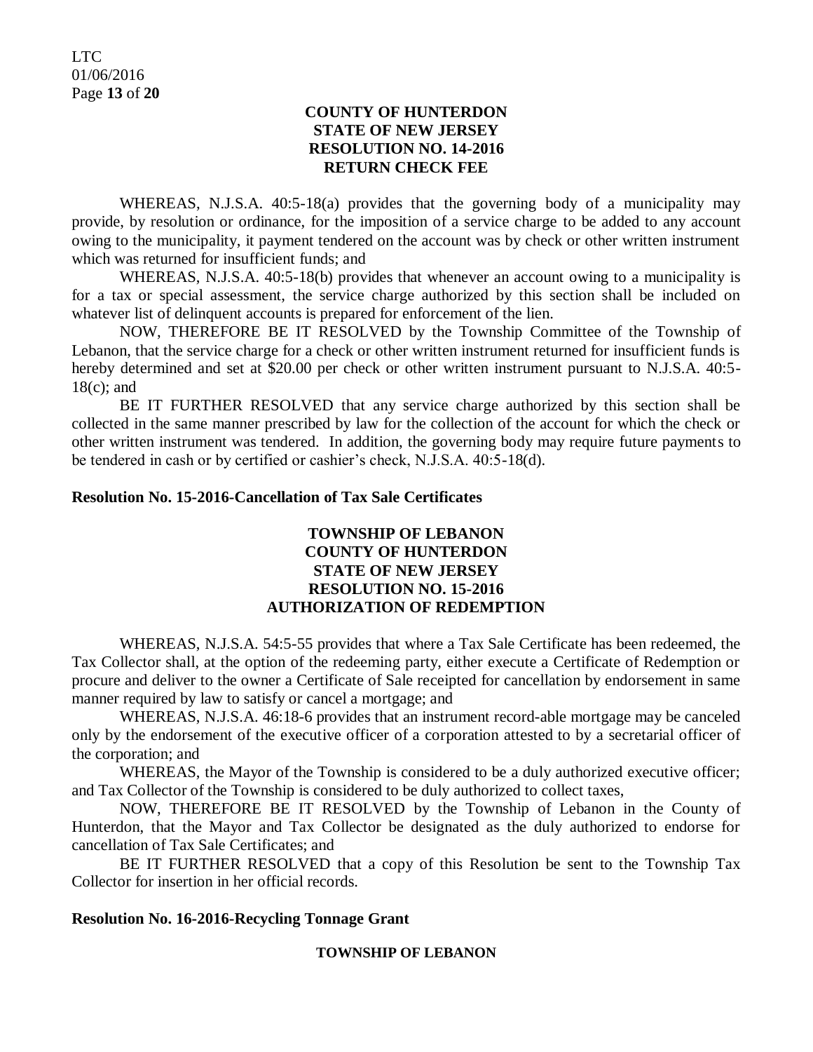**COUNTY OF HUNTERDON**
**STATE OF NEW JERSEY**
**RESOLUTION NO. 14-2016**
**RETURN CHECK FEE**

WHEREAS, N.J.S.A. 40:5-18(a) provides that the governing body of a municipality may provide, by resolution or ordinance, for the imposition of a service charge to be added to any account owing to the municipality, it payment tendered on the account was by check or other written instrument which was returned for insufficient funds; and

WHEREAS, N.J.S.A. 40:5-18(b) provides that whenever an account owing to a municipality is for a tax or special assessment, the service charge authorized by this section shall be included on whatever list of delinquent accounts is prepared for enforcement of the lien.

NOW, THEREFORE BE IT RESOLVED by the Township Committee of the Township of Lebanon, that the service charge for a check or other written instrument returned for insufficient funds is hereby determined and set at $20.00 per check or other written instrument pursuant to N.J.S.A. 40:5-18(c); and

BE IT FURTHER RESOLVED that any service charge authorized by this section shall be collected in the same manner prescribed by law for the collection of the account for which the check or other written instrument was tendered. In addition, the governing body may require future payments to be tendered in cash or by certified or cashier's check, N.J.S.A. 40:5-18(d).

**Resolution No. 15-2016-Cancellation of Tax Sale Certificates**

**TOWNSHIP OF LEBANON**
**COUNTY OF HUNTERDON**
**STATE OF NEW JERSEY**
**RESOLUTION NO. 15-2016**
**AUTHORIZATION OF REDEMPTION**

WHEREAS, N.J.S.A. 54:5-55 provides that where a Tax Sale Certificate has been redeemed, the Tax Collector shall, at the option of the redeeming party, either execute a Certificate of Redemption or procure and deliver to the owner a Certificate of Sale receipted for cancellation by endorsement in same manner required by law to satisfy or cancel a mortgage; and

WHEREAS, N.J.S.A. 46:18-6 provides that an instrument record-able mortgage may be canceled only by the endorsement of the executive officer of a corporation attested to by a secretarial officer of the corporation; and

WHEREAS, the Mayor of the Township is considered to be a duly authorized executive officer; and Tax Collector of the Township is considered to be duly authorized to collect taxes,

NOW, THEREFORE BE IT RESOLVED by the Township of Lebanon in the County of Hunterdon, that the Mayor and Tax Collector be designated as the duly authorized to endorse for cancellation of Tax Sale Certificates; and

BE IT FURTHER RESOLVED that a copy of this Resolution be sent to the Township Tax Collector for insertion in her official records.

**Resolution No. 16-2016-Recycling Tonnage Grant**

**TOWNSHIP OF LEBANON**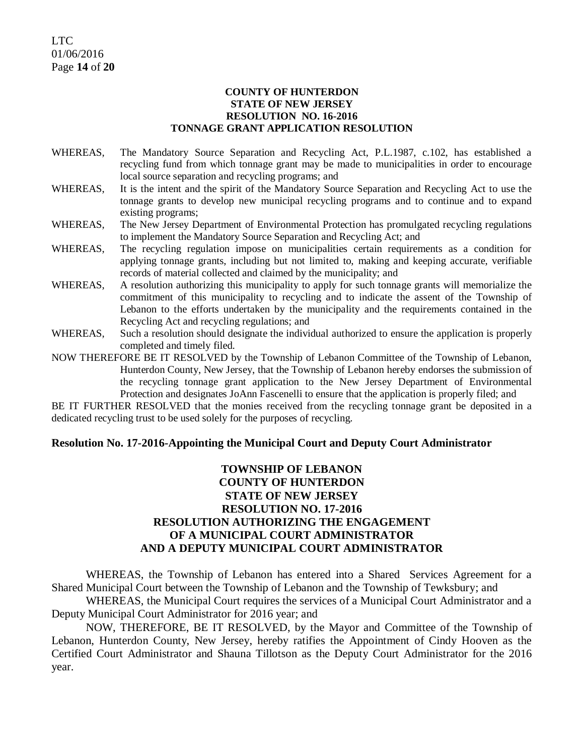**COUNTY OF HUNTERDON**
**STATE OF NEW JERSEY**
**RESOLUTION NO. 16-2016**
**TONNAGE GRANT APPLICATION RESOLUTION**

WHEREAS, The Mandatory Source Separation and Recycling Act, P.L.1987, c.102, has established a recycling fund from which tonnage grant may be made to municipalities in order to encourage local source separation and recycling programs; and

WHEREAS, It is the intent and the spirit of the Mandatory Source Separation and Recycling Act to use the tonnage grants to develop new municipal recycling programs and to continue and to expand existing programs;

WHEREAS, The New Jersey Department of Environmental Protection has promulgated recycling regulations to implement the Mandatory Source Separation and Recycling Act; and

WHEREAS, The recycling regulation impose on municipalities certain requirements as a condition for applying tonnage grants, including but not limited to, making and keeping accurate, verifiable records of material collected and claimed by the municipality; and

WHEREAS, A resolution authorizing this municipality to apply for such tonnage grants will memorialize the commitment of this municipality to recycling and to indicate the assent of the Township of Lebanon to the efforts undertaken by the municipality and the requirements contained in the Recycling Act and recycling regulations; and

WHEREAS, Such a resolution should designate the individual authorized to ensure the application is properly completed and timely filed.

NOW THEREFORE BE IT RESOLVED by the Township of Lebanon Committee of the Township of Lebanon, Hunterdon County, New Jersey, that the Township of Lebanon hereby endorses the submission of the recycling tonnage grant application to the New Jersey Department of Environmental Protection and designates JoAnn Fascenelli to ensure that the application is properly filed; and

BE IT FURTHER RESOLVED that the monies received from the recycling tonnage grant be deposited in a dedicated recycling trust to be used solely for the purposes of recycling.

**Resolution No. 17-2016-Appointing the Municipal Court and Deputy Court Administrator**

**TOWNSHIP OF LEBANON**
**COUNTY OF HUNTERDON**
**STATE OF NEW JERSEY**
**RESOLUTION NO. 17-2016**
**RESOLUTION AUTHORIZING THE ENGAGEMENT OF A MUNICIPAL COURT ADMINISTRATOR AND A DEPUTY MUNICIPAL COURT ADMINISTRATOR**

WHEREAS, the Township of Lebanon has entered into a Shared Services Agreement for a Shared Municipal Court between the Township of Lebanon and the Township of Tewksbury; and

WHEREAS, the Municipal Court requires the services of a Municipal Court Administrator and a Deputy Municipal Court Administrator for 2016 year; and

NOW, THEREFORE, BE IT RESOLVED, by the Mayor and Committee of the Township of Lebanon, Hunterdon County, New Jersey, hereby ratifies the Appointment of Cindy Hooven as the Certified Court Administrator and Shauna Tillotson as the Deputy Court Administrator for the 2016 year.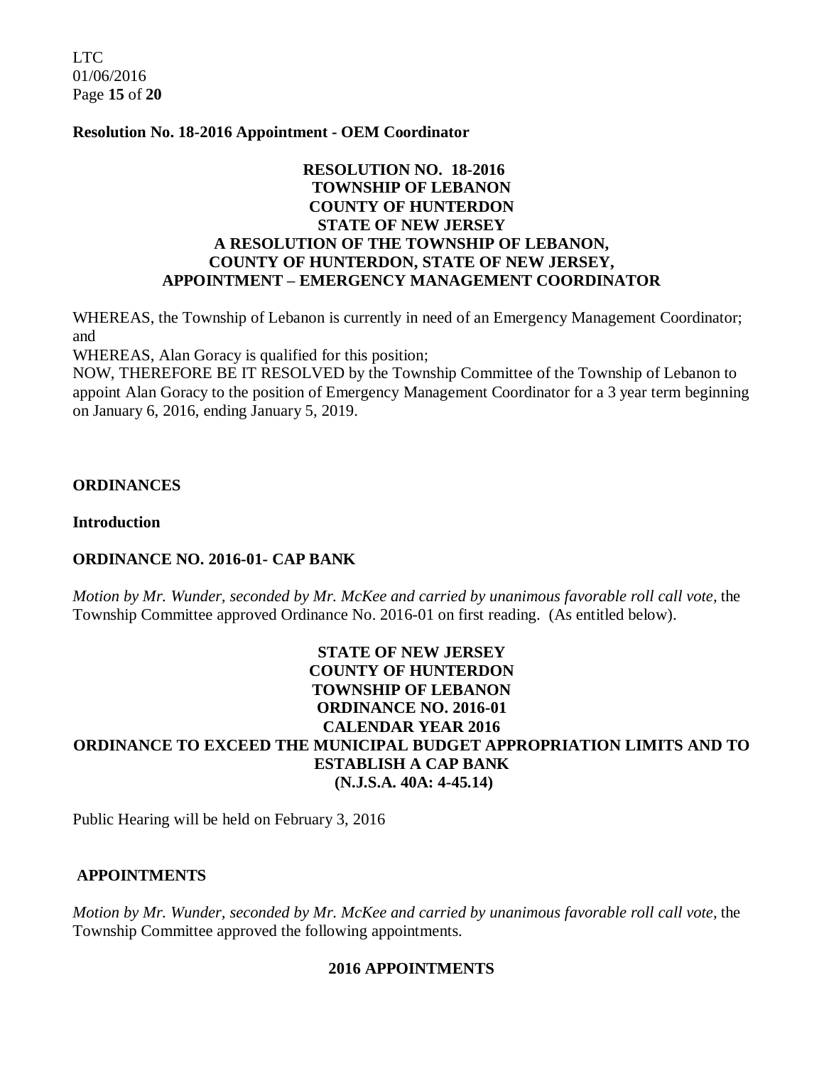**Resolution No. 18-2016 Appointment - OEM Coordinator**

**RESOLUTION NO. 18-2016**
**TOWNSHIP OF LEBANON**
**COUNTY OF HUNTERDON**
**STATE OF NEW JERSEY**
**A RESOLUTION OF THE TOWNSHIP OF LEBANON, COUNTY OF HUNTERDON, STATE OF NEW JERSEY, APPOINTMENT – EMERGENCY MANAGEMENT COORDINATOR**

WHEREAS, the Township of Lebanon is currently in need of an Emergency Management Coordinator; and

WHEREAS, Alan Goracy is qualified for this position;

NOW, THEREFORE BE IT RESOLVED by the Township Committee of the Township of Lebanon to appoint Alan Goracy to the position of Emergency Management Coordinator for a 3 year term beginning on January 6, 2016, ending January 5, 2019.

## ORDINANCES

### Introduction

### ORDINANCE NO. 2016-01- CAP BANK

*Motion by Mr. Wunder, seconded by Mr. McKee and carried by unanimous favorable roll call vote,* the Township Committee approved Ordinance No. 2016-01 on first reading. (As entitled below).

**STATE OF NEW JERSEY**
**COUNTY OF HUNTERDON**
**TOWNSHIP OF LEBANON**
**ORDINANCE NO. 2016-01**
**CALENDAR YEAR 2016**
**ORDINANCE TO EXCEED THE MUNICIPAL BUDGET APPROPRIATION LIMITS AND TO ESTABLISH A CAP BANK**
**(N.J.S.A. 40A: 4-45.14)**

Public Hearing will be held on February 3, 2016

## APPOINTMENTS

*Motion by Mr. Wunder, seconded by Mr. McKee and carried by unanimous favorable roll call vote,* the Township Committee approved the following appointments.

**2016 APPOINTMENTS**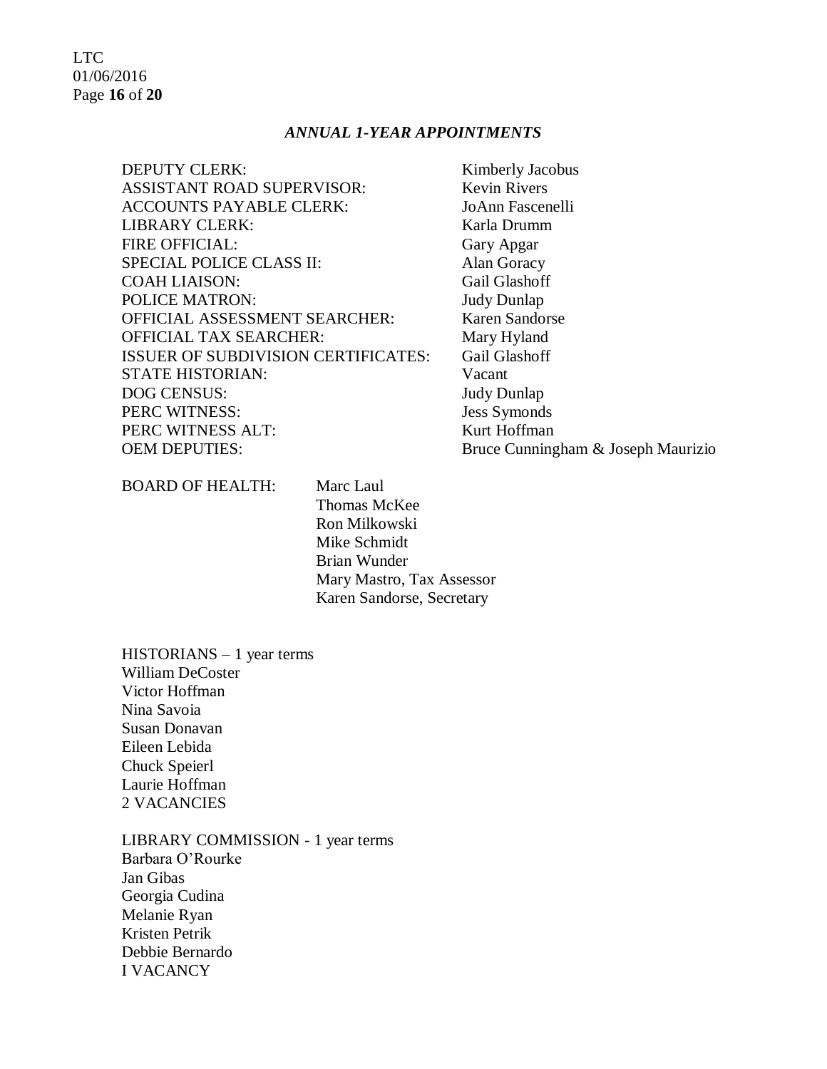### *ANNUAL 1-YEAR APPOINTMENTS*

| | |
|---|---|
| DEPUTY CLERK: | Kimberly Jacobus |
| ASSISTANT ROAD SUPERVISOR: | Kevin Rivers |
| ACCOUNTS PAYABLE CLERK: | JoAnn Fascenelli |
| LIBRARY CLERK: | Karla Drumm |
| FIRE OFFICIAL: | Gary Apgar |
| SPECIAL POLICE CLASS II: | Alan Goracy |
| COAH LIAISON: | Gail Glashoff |
| POLICE MATRON: | Judy Dunlap |
| OFFICIAL ASSESSMENT SEARCHER: | Karen Sandorse |
| OFFICIAL TAX SEARCHER: | Mary Hyland |
| ISSUER OF SUBDIVISION CERTIFICATES: | Gail Glashoff |
| STATE HISTORIAN: | Vacant |
| DOG CENSUS: | Judy Dunlap |
| PERC WITNESS: | Jess Symonds |
| PERC WITNESS ALT: | Kurt Hoffman |
| OEM DEPUTIES: | Bruce Cunningham & Joseph Maurizio |

BOARD OF HEALTH:
- Marc Laul
- Thomas McKee
- Ron Milkowski
- Mike Schmidt
- Brian Wunder
- Mary Mastro, Tax Assessor
- Karen Sandorse, Secretary

HISTORIANS – 1 year terms
William DeCoster
Victor Hoffman
Nina Savoia
Susan Donavan
Eileen Lebida
Chuck Speierl
Laurie Hoffman
2 VACANCIES

LIBRARY COMMISSION - 1 year terms
Barbara O'Rourke
Jan Gibas
Georgia Cudina
Melanie Ryan
Kristen Petrik
Debbie Bernardo
I VACANCY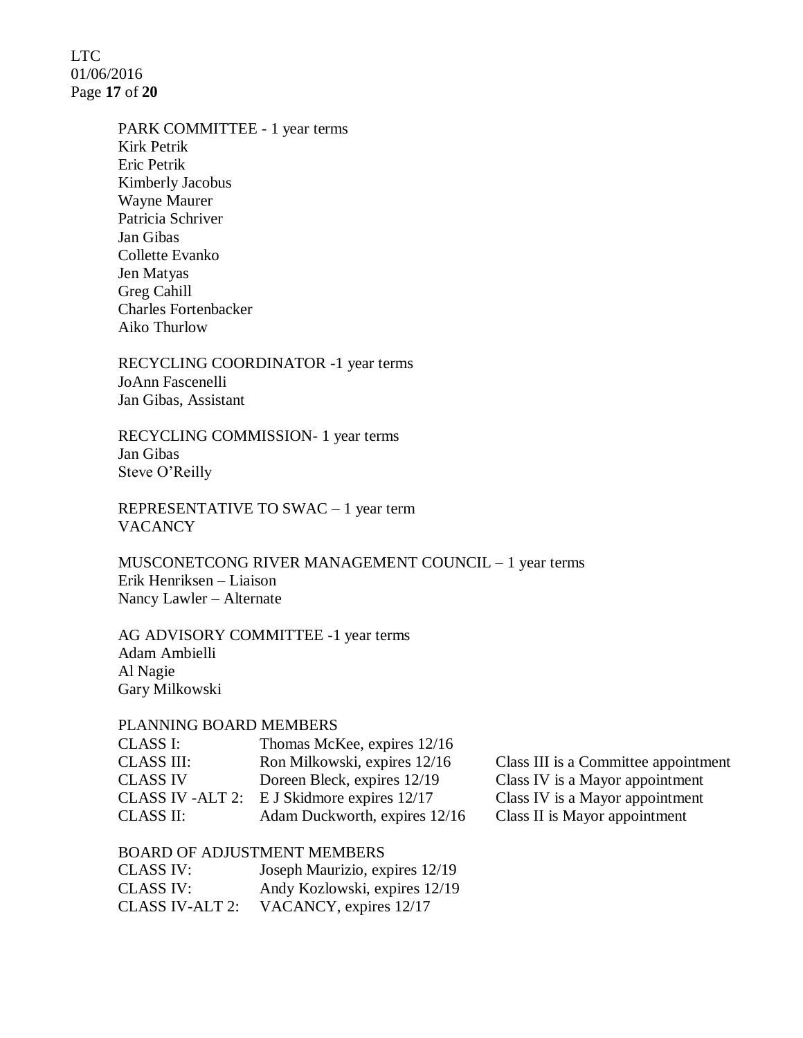PARK COMMITTEE - 1 year terms
Kirk Petrik
Eric Petrik
Kimberly Jacobus
Wayne Maurer
Patricia Schriver
Jan Gibas
Collette Evanko
Jen Matyas
Greg Cahill
Charles Fortenbacker
Aiko Thurlow

RECYCLING COORDINATOR -1 year terms
JoAnn Fascenelli
Jan Gibas, Assistant

RECYCLING COMMISSION- 1 year terms
Jan Gibas
Steve O'Reilly

REPRESENTATIVE TO SWAC – 1 year term
VACANCY

MUSCONETCONG RIVER MANAGEMENT COUNCIL – 1 year terms
Erik Henriksen – Liaison
Nancy Lawler – Alternate

AG ADVISORY COMMITTEE -1 year terms
Adam Ambielli
Al Nagie
Gary Milkowski

PLANNING BOARD MEMBERS

| | | |
|---|---|---|
| CLASS I: | Thomas McKee, expires 12/16 | |
| CLASS III: | Ron Milkowski, expires 12/16 | Class III is a Committee appointment |
| CLASS IV | Doreen Bleck, expires 12/19 | Class IV is a Mayor appointment |
| CLASS IV -ALT 2: | E J Skidmore expires 12/17 | Class IV is a Mayor appointment |
| CLASS II: | Adam Duckworth, expires 12/16 | Class II is Mayor appointment |

BOARD OF ADJUSTMENT MEMBERS

| | |
|---|---|
| CLASS IV: | Joseph Maurizio, expires 12/19 |
| CLASS IV: | Andy Kozlowski, expires 12/19 |
| CLASS IV-ALT 2: | VACANCY, expires 12/17 |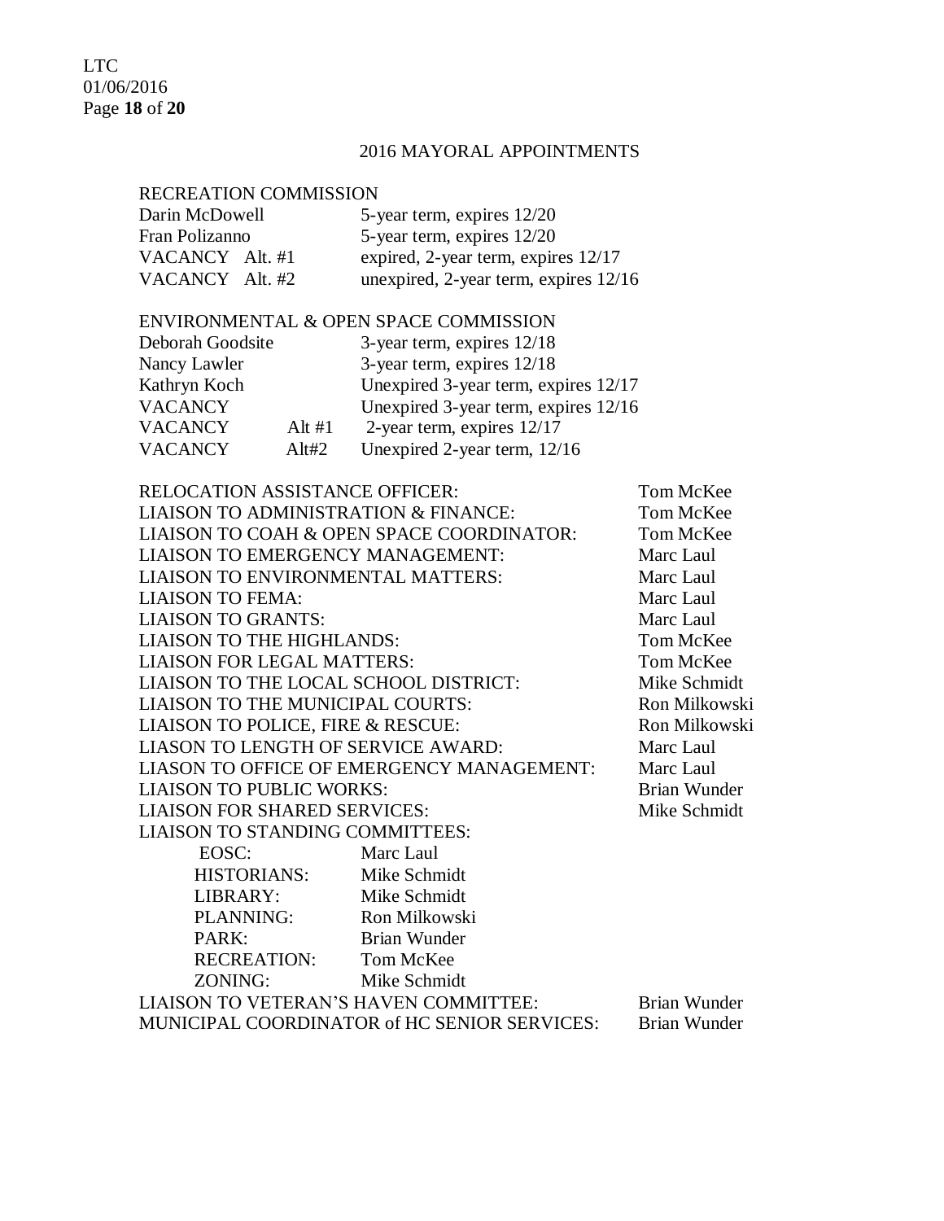## 2016 MAYORAL APPOINTMENTS

### RECREATION COMMISSION

| | |
|---|---|
| Darin McDowell | 5-year term, expires 12/20 |
| Fran Polizanno | 5-year term, expires 12/20 |
| VACANCY Alt. #1 | expired, 2-year term, expires 12/17 |
| VACANCY Alt. #2 | unexpired, 2-year term, expires 12/16 |

### ENVIRONMENTAL & OPEN SPACE COMMISSION

| | | |
|---|---|---|
| Deborah Goodsite | | 3-year term, expires 12/18 |
| Nancy Lawler | | 3-year term, expires 12/18 |
| Kathryn Koch | | Unexpired 3-year term, expires 12/17 |
| VACANCY | | Unexpired 3-year term, expires 12/16 |
| VACANCY | Alt #1 | 2-year term, expires 12/17 |
| VACANCY | Alt#2 | Unexpired 2-year term, 12/16 |

| | |
|---|---|
| RELOCATION ASSISTANCE OFFICER: | Tom McKee |
| LIAISON TO ADMINISTRATION & FINANCE: | Tom McKee |
| LIAISON TO COAH & OPEN SPACE COORDINATOR: | Tom McKee |
| LIAISON TO EMERGENCY MANAGEMENT: | Marc Laul |
| LIAISON TO ENVIRONMENTAL MATTERS: | Marc Laul |
| LIAISON TO FEMA: | Marc Laul |
| LIAISON TO GRANTS: | Marc Laul |
| LIAISON TO THE HIGHLANDS: | Tom McKee |
| LIAISON FOR LEGAL MATTERS: | Tom McKee |
| LIAISON TO THE LOCAL SCHOOL DISTRICT: | Mike Schmidt |
| LIAISON TO THE MUNICIPAL COURTS: | Ron Milkowski |
| LIAISON TO POLICE, FIRE & RESCUE: | Ron Milkowski |
| LIASON TO LENGTH OF SERVICE AWARD: | Marc Laul |
| LIASON TO OFFICE OF EMERGENCY MANAGEMENT: | Marc Laul |
| LIAISON TO PUBLIC WORKS: | Brian Wunder |
| LIAISON FOR SHARED SERVICES: | Mike Schmidt |

LIAISON TO STANDING COMMITTEES:

| | |
|---|---|
| EOSC: | Marc Laul |
| HISTORIANS: | Mike Schmidt |
| LIBRARY: | Mike Schmidt |
| PLANNING: | Ron Milkowski |
| PARK: | Brian Wunder |
| RECREATION: | Tom McKee |
| ZONING: | Mike Schmidt |

| | |
|---|---|
| LIAISON TO VETERAN'S HAVEN COMMITTEE: | Brian Wunder |
| MUNICIPAL COORDINATOR of HC SENIOR SERVICES: | Brian Wunder |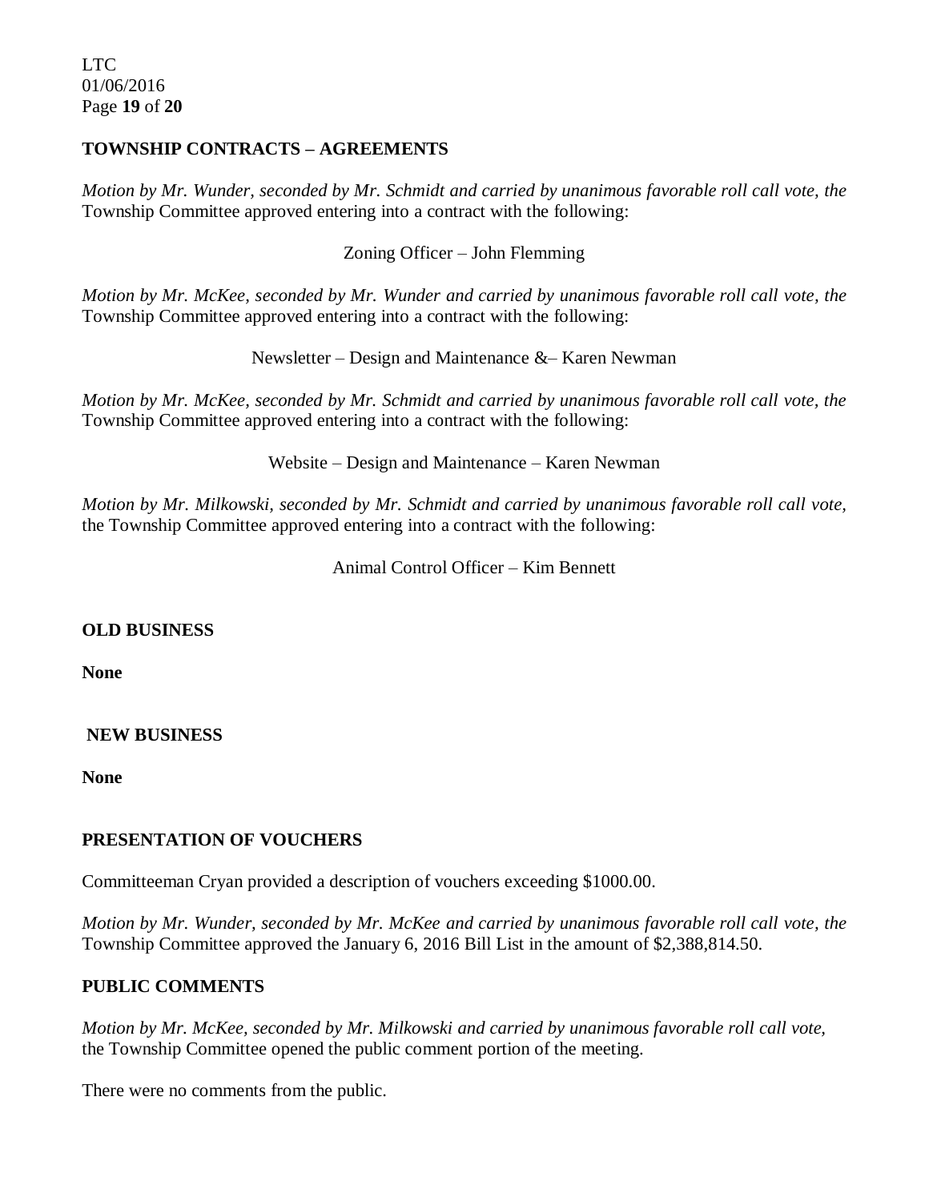**TOWNSHIP CONTRACTS – AGREEMENTS**

*Motion by Mr. Wunder, seconded by Mr. Schmidt and carried by unanimous favorable roll call vote, the* Township Committee approved entering into a contract with the following:

Zoning Officer – John Flemming

*Motion by Mr. McKee, seconded by Mr. Wunder and carried by unanimous favorable roll call vote, the* Township Committee approved entering into a contract with the following:

Newsletter – Design and Maintenance &– Karen Newman

*Motion by Mr. McKee, seconded by Mr. Schmidt and carried by unanimous favorable roll call vote, the* Township Committee approved entering into a contract with the following:

Website – Design and Maintenance – Karen Newman

*Motion by Mr. Milkowski, seconded by Mr. Schmidt and carried by unanimous favorable roll call vote,* the Township Committee approved entering into a contract with the following:

Animal Control Officer – Kim Bennett

**OLD BUSINESS**

**None**

**NEW BUSINESS**

**None**

**PRESENTATION OF VOUCHERS**

Committeeman Cryan provided a description of vouchers exceeding $1000.00.

*Motion by Mr. Wunder, seconded by Mr. McKee and carried by unanimous favorable roll call vote, the* Township Committee approved the January 6, 2016 Bill List in the amount of $2,388,814.50.

**PUBLIC COMMENTS**

*Motion by Mr. McKee, seconded by Mr. Milkowski and carried by unanimous favorable roll call vote,* the Township Committee opened the public comment portion of the meeting.

There were no comments from the public.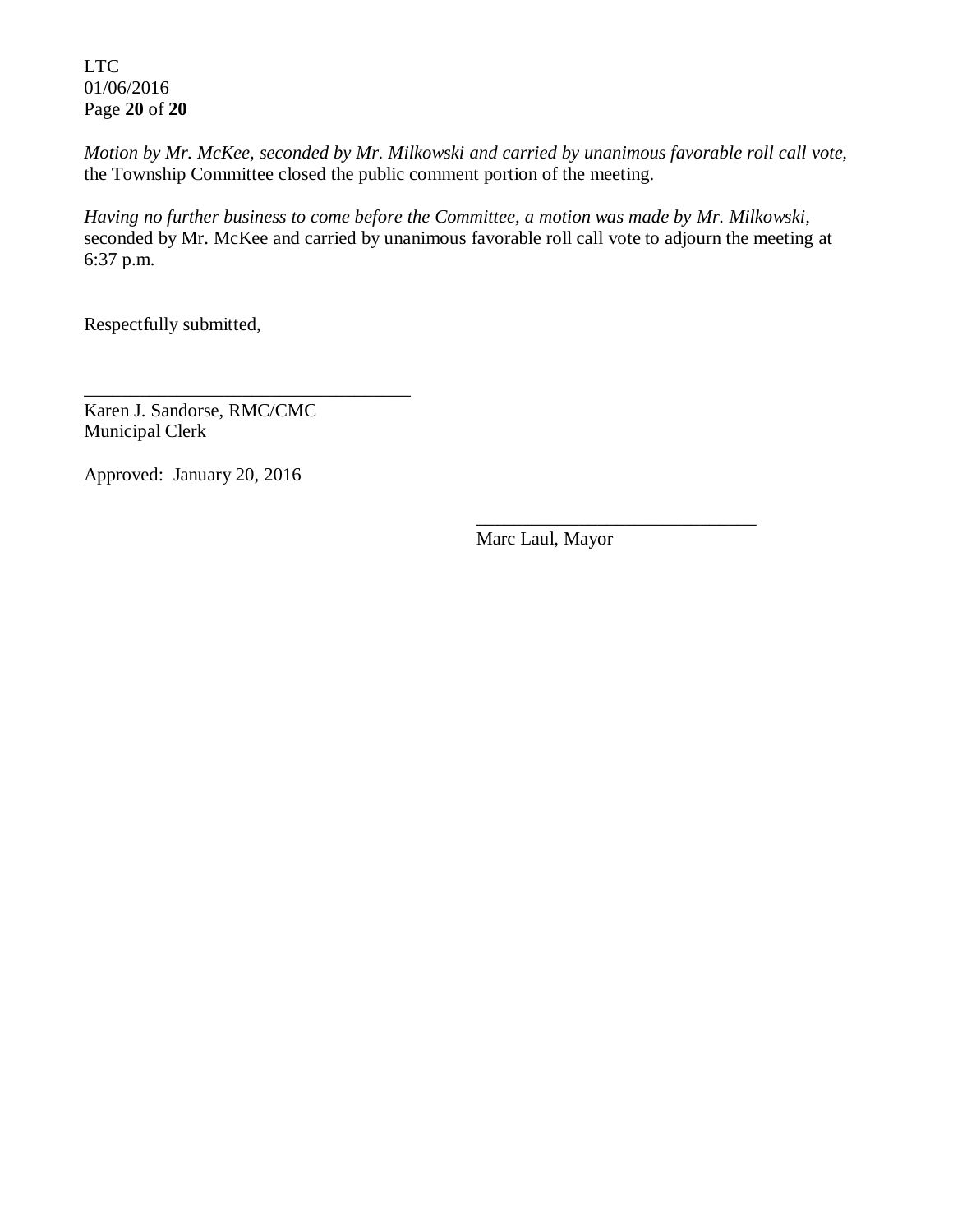*Motion by Mr. McKee, seconded by Mr. Milkowski and carried by unanimous favorable roll call vote,* the Township Committee closed the public comment portion of the meeting.

*Having no further business to come before the Committee, a motion was made by Mr. Milkowski,* seconded by Mr. McKee and carried by unanimous favorable roll call vote to adjourn the meeting at 6:37 p.m.

Respectfully submitted,

___________________________________

Karen J. Sandorse, RMC/CMC
Municipal Clerk

Approved: January 20, 2016

___________________________________

Marc Laul, Mayor